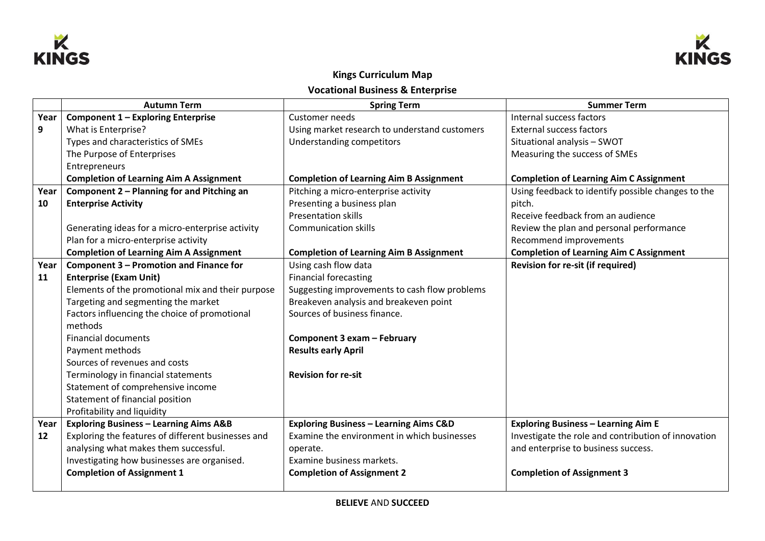# Kings Curriculum Map

## Vocational Business & Enterprise

| | Autumn Term | Spring Term | Summer Term |
|---|---|---|---|
| Year 9 | **Component 1 – Exploring Enterprise**<br>What is Enterprise?<br>Types and characteristics of SMEs<br>The Purpose of Enterprises<br>Entrepreneurs<br>**Completion of Learning Aim A Assignment** | Customer needs<br>Using market research to understand customers<br>Understanding competitors<br><br><br>**Completion of Learning Aim B Assignment** | Internal success factors<br>External success factors<br>Situational analysis – SWOT<br>Measuring the success of SMEs<br><br>**Completion of Learning Aim C Assignment** |
| Year 10 | **Component 2 – Planning for and Pitching an Enterprise Activity**<br><br>Generating ideas for a micro-enterprise activity<br>Plan for a micro-enterprise activity<br>**Completion of Learning Aim A Assignment** | Pitching a micro-enterprise activity<br>Presenting a business plan<br>Presentation skills<br>Communication skills<br><br>**Completion of Learning Aim B Assignment** | Using feedback to identify possible changes to the pitch.<br>Receive feedback from an audience<br>Review the plan and personal performance<br>Recommend improvements<br>**Completion of Learning Aim C Assignment** |
| Year 11 | **Component 3 – Promotion and Finance for Enterprise (Exam Unit)**<br>Elements of the promotional mix and their purpose<br>Targeting and segmenting the market<br>Factors influencing the choice of promotional methods<br>Financial documents<br>Payment methods<br>Sources of revenues and costs<br>Terminology in financial statements<br>Statement of comprehensive income<br>Statement of financial position<br>Profitability and liquidity | Using cash flow data<br>Financial forecasting<br>Suggesting improvements to cash flow problems<br>Breakeven analysis and breakeven point<br>Sources of business finance.<br><br>**Component 3 exam – February**<br>**Results early April**<br><br>**Revision for re-sit** | **Revision for re-sit (if required)** |
| Year 12 | **Exploring Business – Learning Aims A&B**<br>Exploring the features of different businesses and analysing what makes them successful.<br>Investigating how businesses are organised.<br>**Completion of Assignment 1** | **Exploring Business – Learning Aims C&D**<br>Examine the environment in which businesses operate.<br>Examine business markets.<br>**Completion of Assignment 2** | **Exploring Business – Learning Aim E**<br>Investigate the role and contribution of innovation and enterprise to business success.<br><br>**Completion of Assignment 3** |

**BELIEVE** AND **SUCCEED**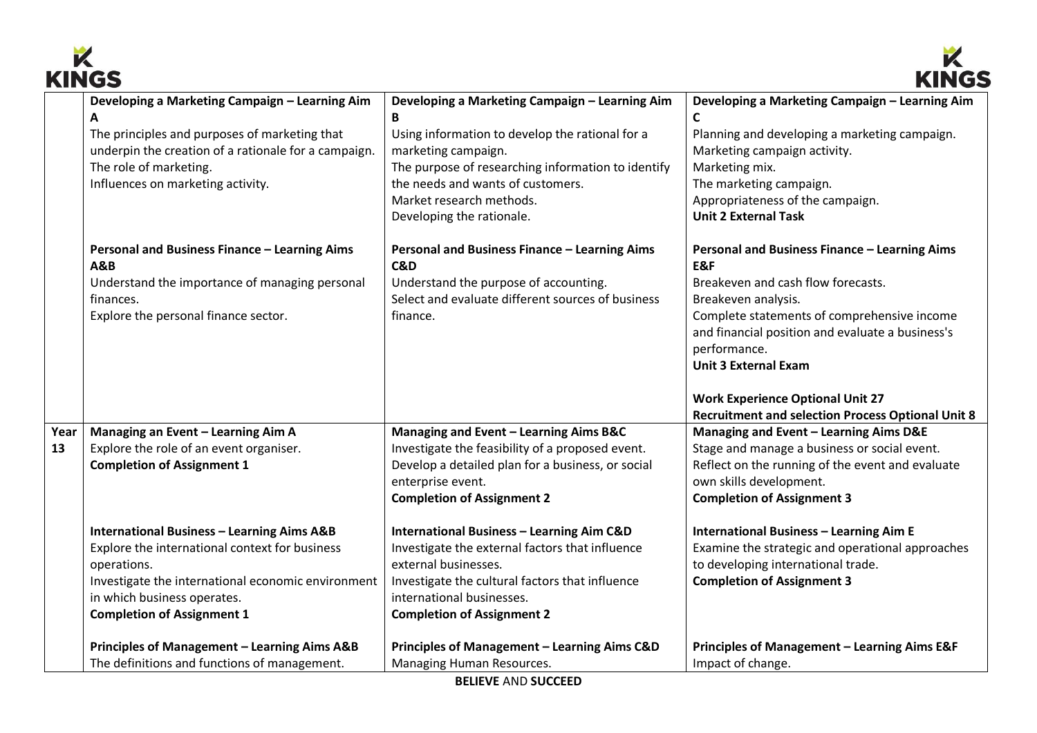| | | | |
|---|---|---|---|
| | **Developing a Marketing Campaign – Learning Aim A**<br>The principles and purposes of marketing that underpin the creation of a rationale for a campaign.<br>The role of marketing.<br>Influences on marketing activity.<br><br>**Personal and Business Finance – Learning Aims A&B**<br>Understand the importance of managing personal finances.<br>Explore the personal finance sector. | **Developing a Marketing Campaign – Learning Aim B**<br>Using information to develop the rational for a marketing campaign.<br>The purpose of researching information to identify the needs and wants of customers.<br>Market research methods.<br>Developing the rationale.<br><br>**Personal and Business Finance – Learning Aims C&D**<br>Understand the purpose of accounting.<br>Select and evaluate different sources of business finance. | **Developing a Marketing Campaign – Learning Aim C**<br>Planning and developing a marketing campaign.<br>Marketing campaign activity.<br>Marketing mix.<br>The marketing campaign.<br>Appropriateness of the campaign.<br>**Unit 2 External Task**<br><br>**Personal and Business Finance – Learning Aims E&F**<br>Breakeven and cash flow forecasts.<br>Breakeven analysis.<br>Complete statements of comprehensive income and financial position and evaluate a business's performance.<br>**Unit 3 External Exam**<br><br>**Work Experience Optional Unit 27**<br>**Recruitment and selection Process Optional Unit 8** |
| **Year 13** | **Managing an Event – Learning Aim A**<br>Explore the role of an event organiser.<br>**Completion of Assignment 1**<br><br>**International Business – Learning Aims A&B**<br>Explore the international context for business operations.<br>Investigate the international economic environment in which business operates.<br>**Completion of Assignment 1**<br><br>**Principles of Management – Learning Aims A&B**<br>The definitions and functions of management. | **Managing and Event – Learning Aims B&C**<br>Investigate the feasibility of a proposed event.<br>Develop a detailed plan for a business, or social enterprise event.<br>**Completion of Assignment 2**<br><br>**International Business – Learning Aim C&D**<br>Investigate the external factors that influence external businesses.<br>Investigate the cultural factors that influence international businesses.<br>**Completion of Assignment 2**<br><br>**Principles of Management – Learning Aims C&D**<br>Managing Human Resources. | **Managing and Event – Learning Aims D&E**<br>Stage and manage a business or social event.<br>Reflect on the running of the event and evaluate own skills development.<br>**Completion of Assignment 3**<br><br>**International Business – Learning Aim E**<br>Examine the strategic and operational approaches to developing international trade.<br>**Completion of Assignment 3**<br><br>**Principles of Management – Learning Aims E&F**<br>Impact of change. |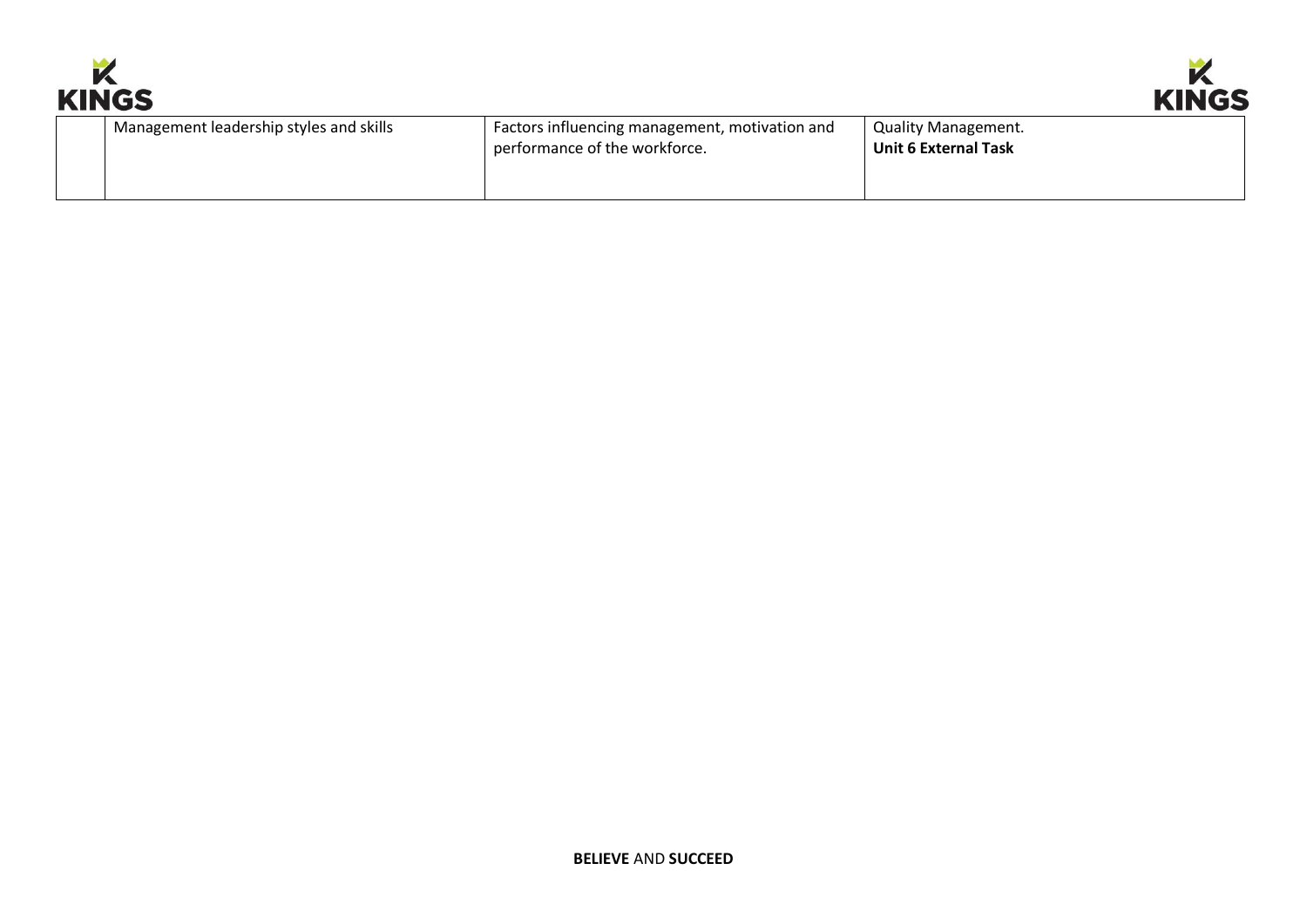| | | | |
|---|---|---|---|
| | Management leadership styles and skills | Factors influencing management, motivation and performance of the workforce. | Quality Management. **Unit 6 External Task** |

**BELIEVE** AND **SUCCEED**